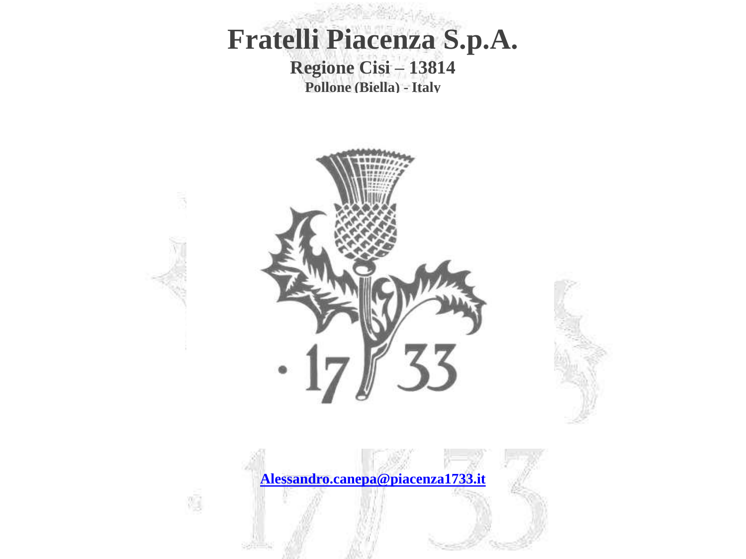# Fratelli Piacenza S.p.A.

**Regione Cisi – 13814**

**Pollone (Biella) - Italy**

**Alessandro.canepa@piacenza1733.it**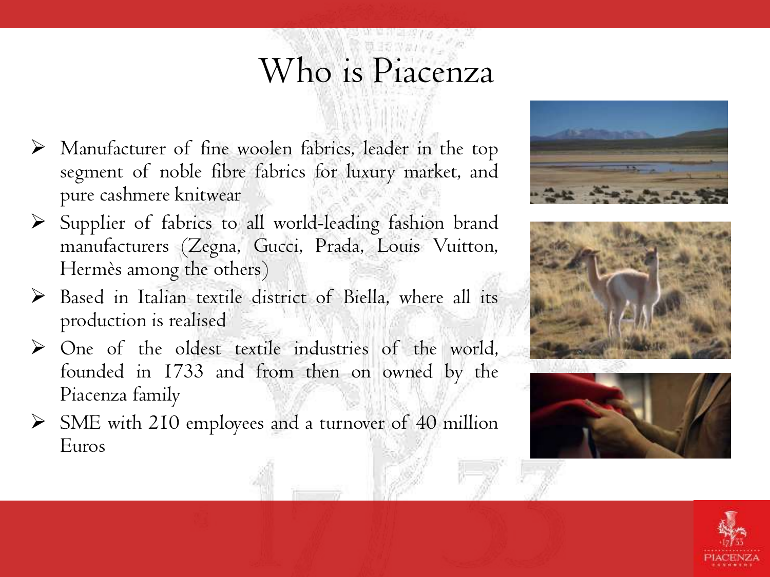# Who is Piacenza

- Manufacturer of fine woolen fabrics, leader in the top segment of noble fibre fabrics for luxury market, and pure cashmere knitwear
- Supplier of fabrics to all world-leading fashion brand manufacturers (Zegna, Gucci, Prada, Louis Vuitton, Hermès among the others)
- Based in Italian textile district of Biella, where all its production is realised
- One of the oldest textile industries of the world, founded in 1733 and from then on owned by the Piacenza family
- SME with 210 employees and a turnover of 40 million Euros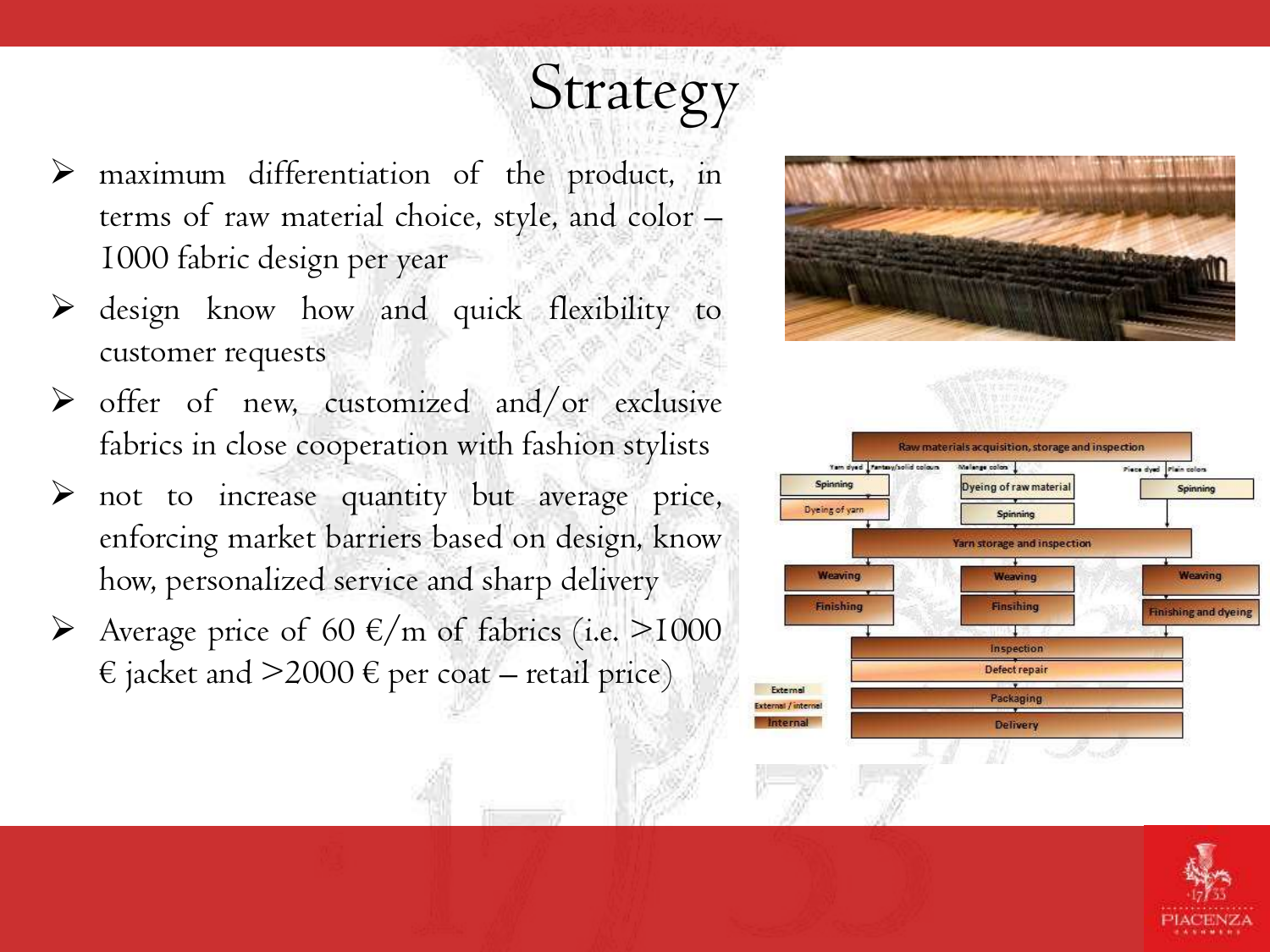# Strategy

- maximum differentiation of the product, in terms of raw material choice, style, and color – 1000 fabric design per year
- design know how and quick flexibility to customer requests
- offer of new, customized and/or exclusive fabrics in close cooperation with fashion stylists
- not to increase quantity but average price, enforcing market barriers based on design, know how, personalized service and sharp delivery
- Average price of 60 €/m of fabrics (i.e. >1000 € jacket and >2000 € per coat – retail price)

Raw materials acquisition, storage and inspection

Yarn dyed | Fantasy/solid colours

Melange colors

Piece dyed | Plain colors

Spinning

Dyeing of yarn

Dyeing of raw material

Spinning

Spinning

Yarn storage and inspection

Weaving

Finishing

Weaving

Finsihing

Weaving

Finishing and dyeing

Inspection

Defect repair

Packaging

Delivery

External

External / internal

Internal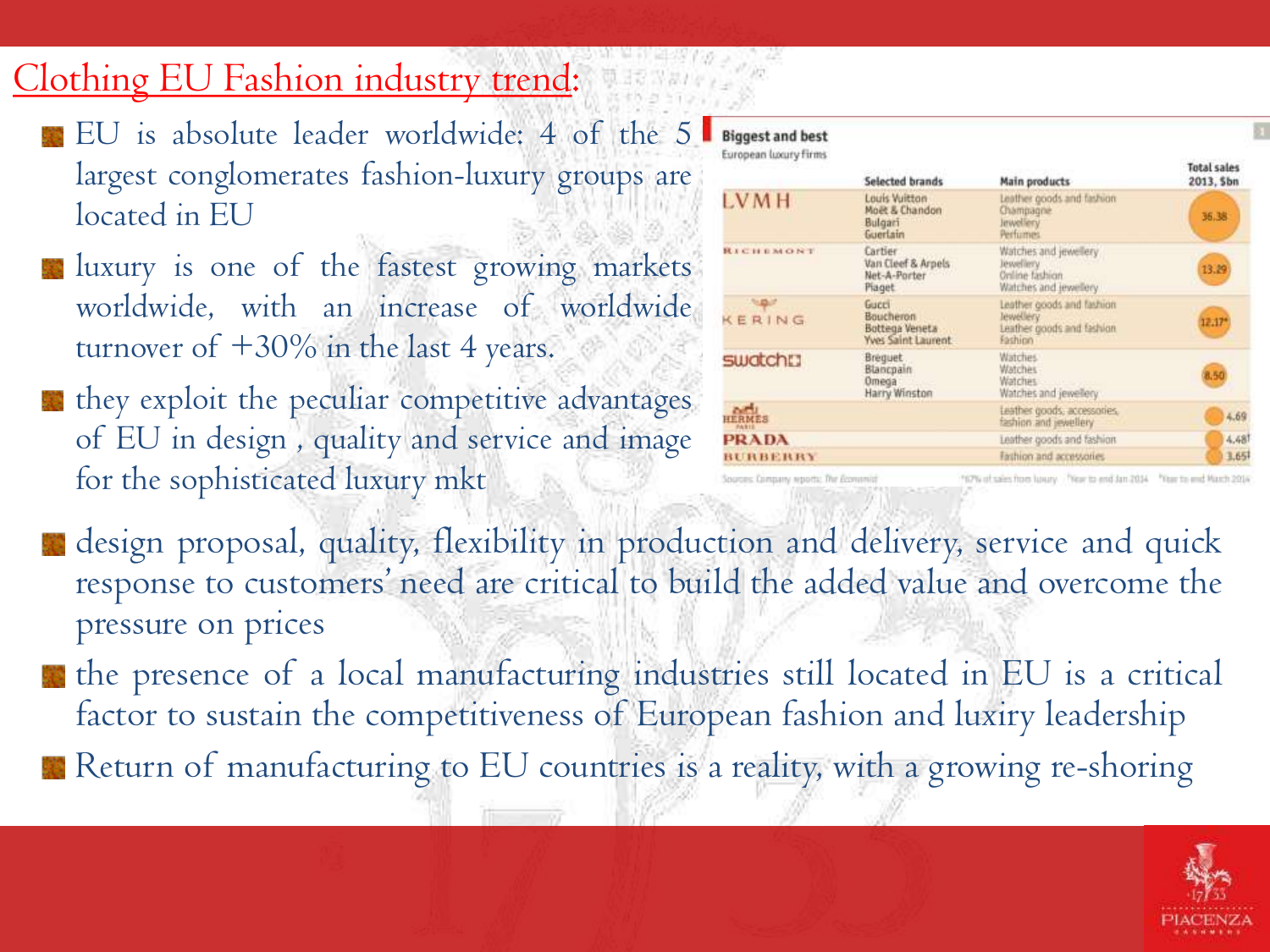## Clothing EU Fashion industry trend:

- EU is absolute leader worldwide: 4 of the 5 largest conglomerates fashion-luxury groups are located in EU
- luxury is one of the fastest growing markets worldwide, with an increase of worldwide turnover of +30% in the last 4 years.
- they exploit the peculiar competitive advantages of EU in design , quality and service and image for the sophisticated luxury mkt

**Biggest and best**
European luxury firms

| | Selected brands | Main products | Total sales 2013, $bn |
|---|---|---|---|
| LVMH | Louis Vuitton<br>Moët & Chandon<br>Bulgari<br>Guerlain | Leather goods and fashion<br>Champagne<br>Jewellery<br>Perfumes | 36.38 |
| RICHEMONT | Cartier<br>Van Cleef & Arpels<br>Net-A-Porter<br>Piaget | Watches and jewellery<br>Jewellery<br>Online fashion<br>Watches and jewellery | 13.29 |
| KERING | Gucci<br>Boucheron<br>Bottega Veneta<br>Yves Saint Laurent | Leather goods and fashion<br>Jewellery<br>Leather goods and fashion<br>Fashion | 12.17* |
| swatch | Breguet<br>Blancpain<br>Omega<br>Harry Winston | Watches<br>Watches<br>Watches<br>Watches and jewellery | 8.50 |
| HERMES | | Leather goods, accessories, fashion and jewellery | 4.69 |
| PRADA | | Leather goods and fashion | 4.48† |
| BURBERRY | | Fashion and accessories | 3.65‡ |

Sources: Company reports; The Economist — *67% of sales from luxury †Year to end Jan 2014 ‡Year to end March 2014

- design proposal, quality, flexibility in production and delivery, service and quick response to customers' need are critical to build the added value and overcome the pressure on prices
- the presence of a local manufacturing industries still located in EU is a critical factor to sustain the competitiveness of European fashion and luxiry leadership
- Return of manufacturing to EU countries is a reality, with a growing re-shoring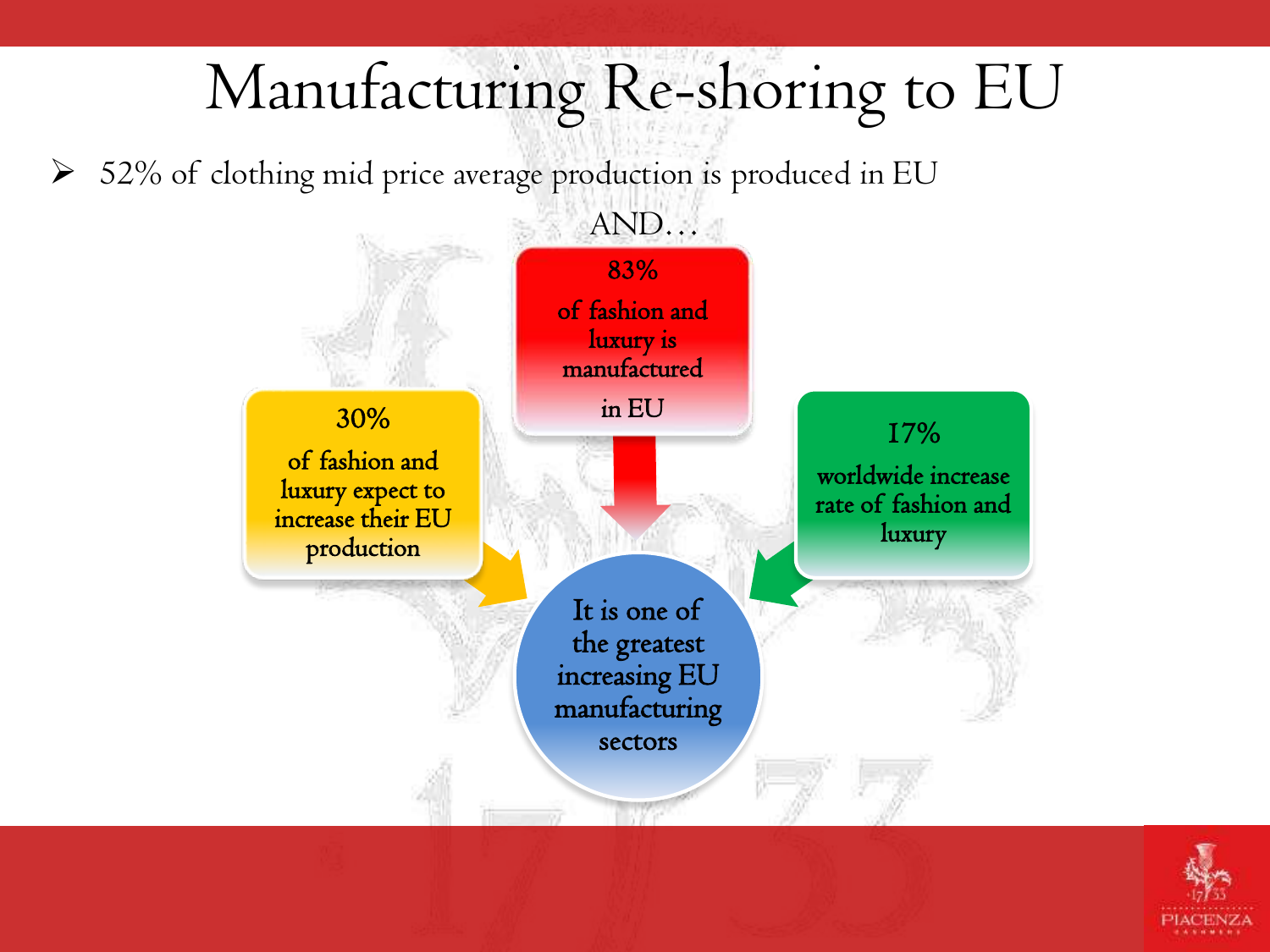# Manufacturing Re-shoring to EU

- 52% of clothing mid price average production is produced in EU

AND…

83%
of fashion and luxury is manufactured in EU

30%
of fashion and luxury expect to increase their EU production

17%
worldwide increase rate of fashion and luxury

It is one of the greatest increasing EU manufacturing sectors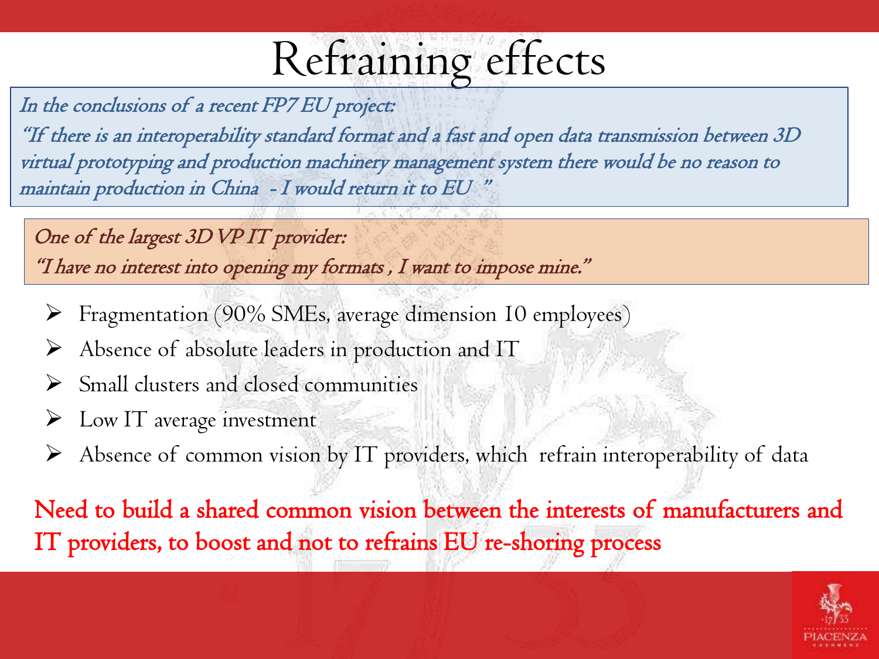# Refraining effects

*In the conclusions of a recent FP7 EU project:*
*"If there is an interoperability standard format and a fast and open data transmission between 3D virtual prototyping and production machinery management system there would be no reason to maintain production in China - I would return it to EU "*

*One of the largest 3D VP IT provider:*
*"I have no interest into opening my formats , I want to impose mine."*

- Fragmentation (90% SMEs, average dimension 10 employees)
- Absence of absolute leaders in production and IT
- Small clusters and closed communities
- Low IT average investment
- Absence of common vision by IT providers, which refrain interoperability of data

Need to build a shared common vision between the interests of manufacturers and IT providers, to boost and not to refrains EU re-shoring process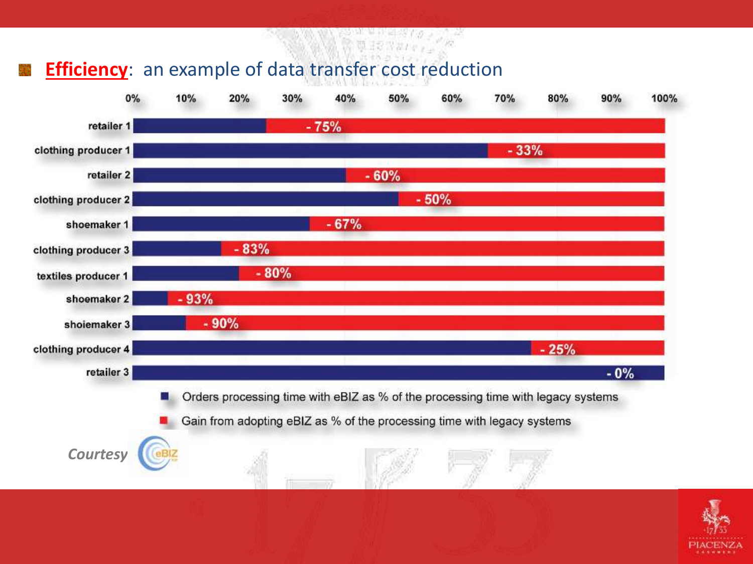## **Efficiency**: an example of data transfer cost reduction

| | Orders processing time with eBIZ as % of the processing time with legacy systems | Gain from adopting eBIZ as % of the processing time with legacy systems |
|---|---|---|
| retailer 1 | | - 75% |
| clothing producer 1 | | - 33% |
| retailer 2 | | - 60% |
| clothing producer 2 | | - 50% |
| shoemaker 1 | | - 67% |
| clothing producer 3 | | - 83% |
| textiles producer 1 | | - 80% |
| shoemaker 2 | | - 93% |
| shoiemaker 3 | | - 90% |
| clothing producer 4 | | - 25% |
| retailer 3 | | - 0% |

- Orders processing time with eBIZ as % of the processing time with legacy systems
- Gain from adopting eBIZ as % of the processing time with legacy systems

*Courtesy* eBIZ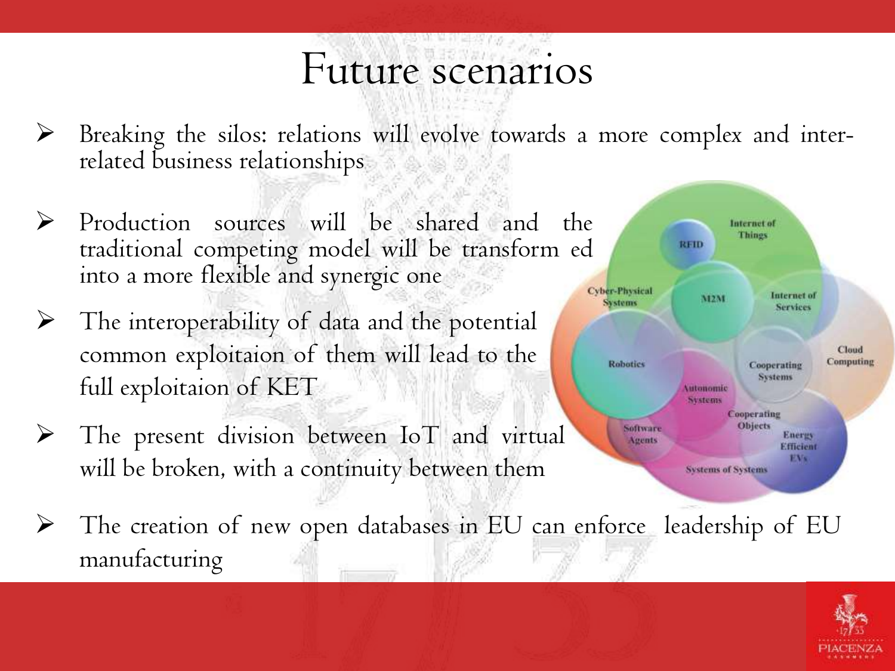# Future scenarios

- Breaking the silos: relations will evolve towards a more complex and inter-related business relationships
- Production sources will be shared and the traditional competing model will be transform ed into a more flexible and synergic one
- The interoperability of data and the potential common exploitaion of them will lead to the full exploitaion of KET
- The present division between IoT and virtual will be broken, with a continuity between them
- The creation of new open databases in EU can enforce leadership of EU manufacturing

Internet of Things
RFID
Cyber-Physical Systems
M2M
Internet of Services
Cloud Computing
Robotics
Cooperating Systems
Autonomic Systems
Cooperating Objects
Software Agents
Energy Efficient EVs
Systems of Systems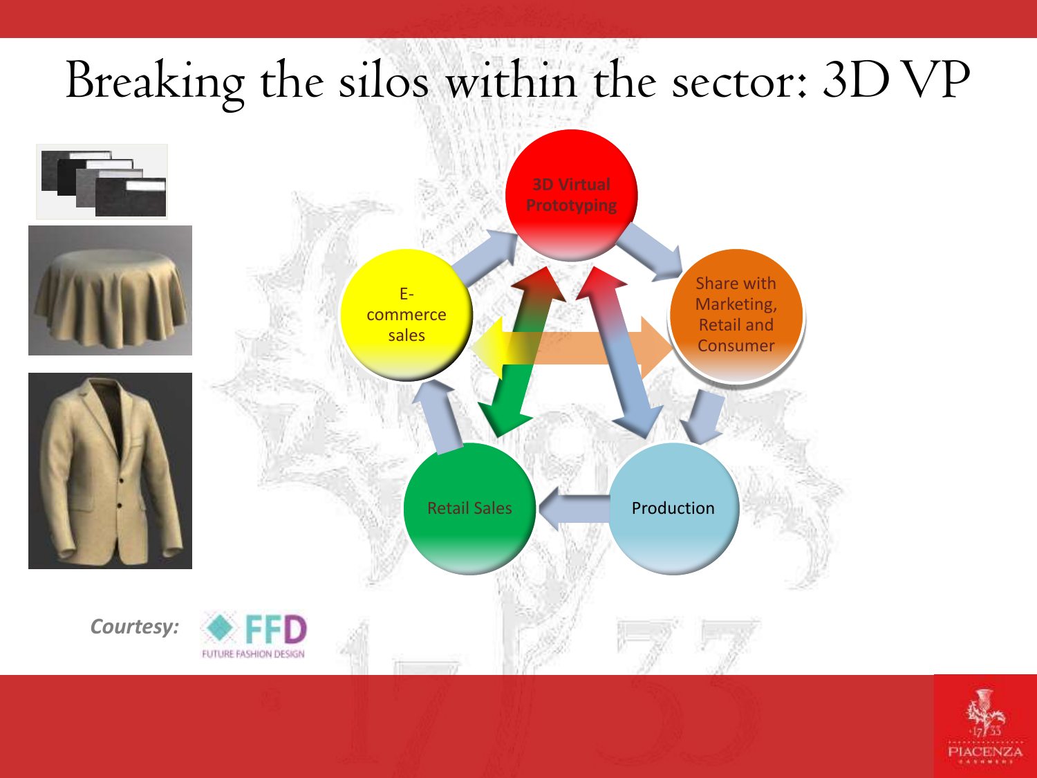# Breaking the silos within the sector: 3D VP

3D Virtual Prototyping

Share with Marketing, Retail and Consumer

Production

Retail Sales

E-commerce sales

*Courtesy:* FFD FUTURE FASHION DESIGN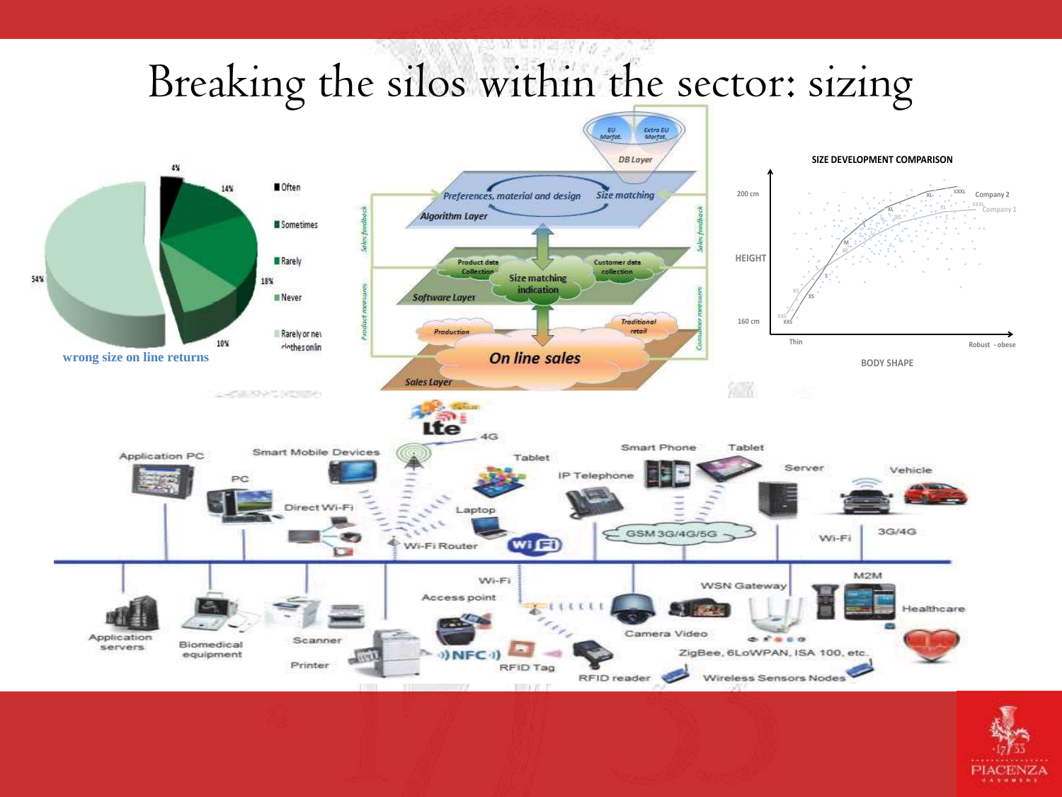# Breaking the silos within the sector: sizing

4%
14%
54%
18%
10%

Often
Sometimes
Rarely
Never
Rarely or never clothes online

wrong size on line returns

EU Morfot.
Extra EU Morfot.
DB Layer
Preferences, material and design
Size matching
Algorithm Layer
Sales feedback
Product data Collection
Size matching indication
Customer data collection
Software Layer
Product measures
Consumer measures
Production
Traditional retail
On line sales
Sales Layer

SIZE DEVELOPMENT COMPARISON

200 cm
HEIGHT
160 cm
Thin
Robust - obese
BODY SHAPE
Company 2
Company 1
XXXL
XL
L
M
S
XS
XXS

Application PC
Smart Mobile Devices
Lte
4G
Tablet
Smart Phone
Tablet
Server
Vehicle
PC
IP Telephone
Direct Wi-Fi
Laptop
GSM 3G/4G/5G
Wi-Fi
3G/4G
Wi-Fi Router
Wi Fi
Wi-Fi
M2M
Access point
WSN Gateway
Healthcare
Application servers
Biomedical equipment
Scanner
Printer
NFC
RFID Tag
RFID reader
Camera Video
ZigBee, 6LoWPAN, ISA 100, etc.
Wireless Sensors Nodes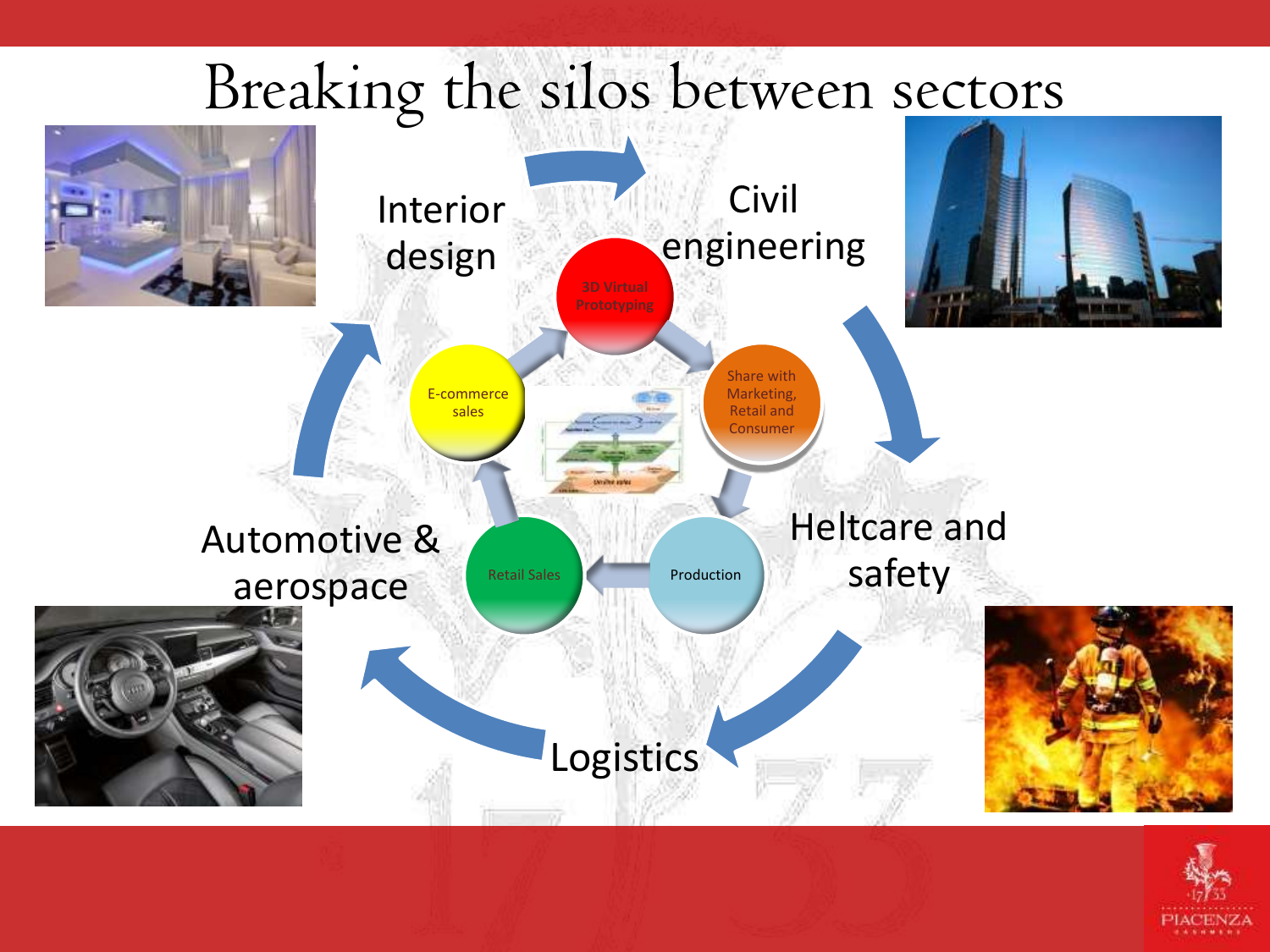# Breaking the silos between sectors

Interior design

Civil engineering

Heltcare and safety

Logistics

Automotive & aerospace

3D Virtual Prototyping

Share with Marketing, Retail and Consumer

Production

Retail Sales

E-commerce sales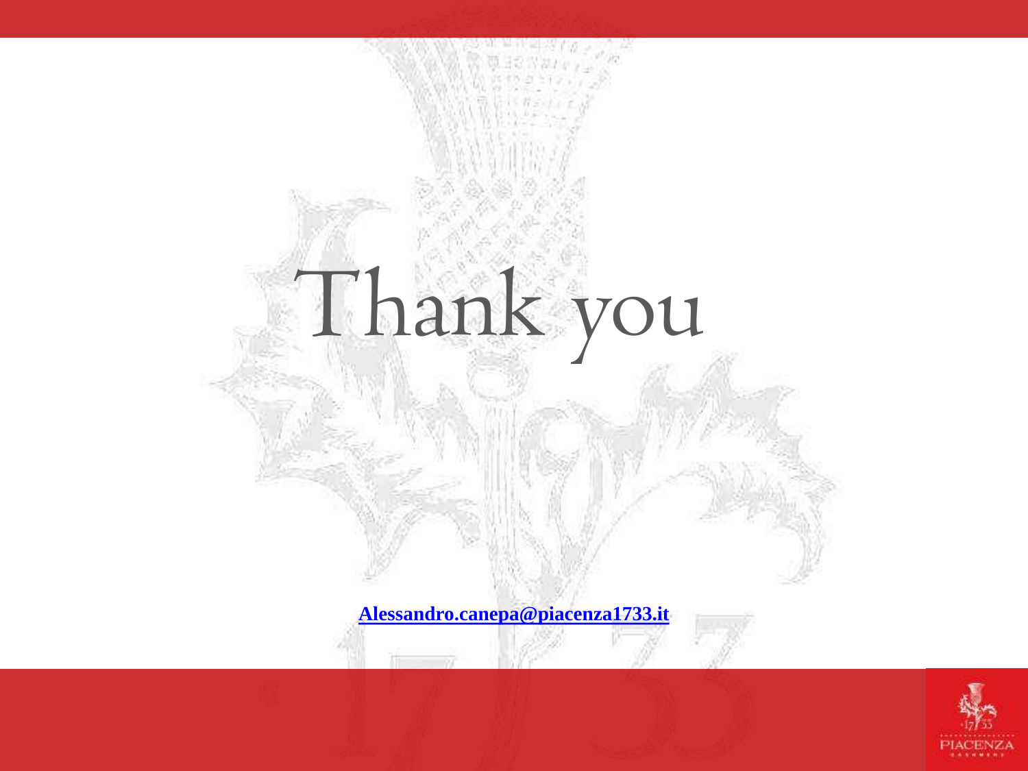# Thank you

**Alessandro.canepa@piacenza1733.it**